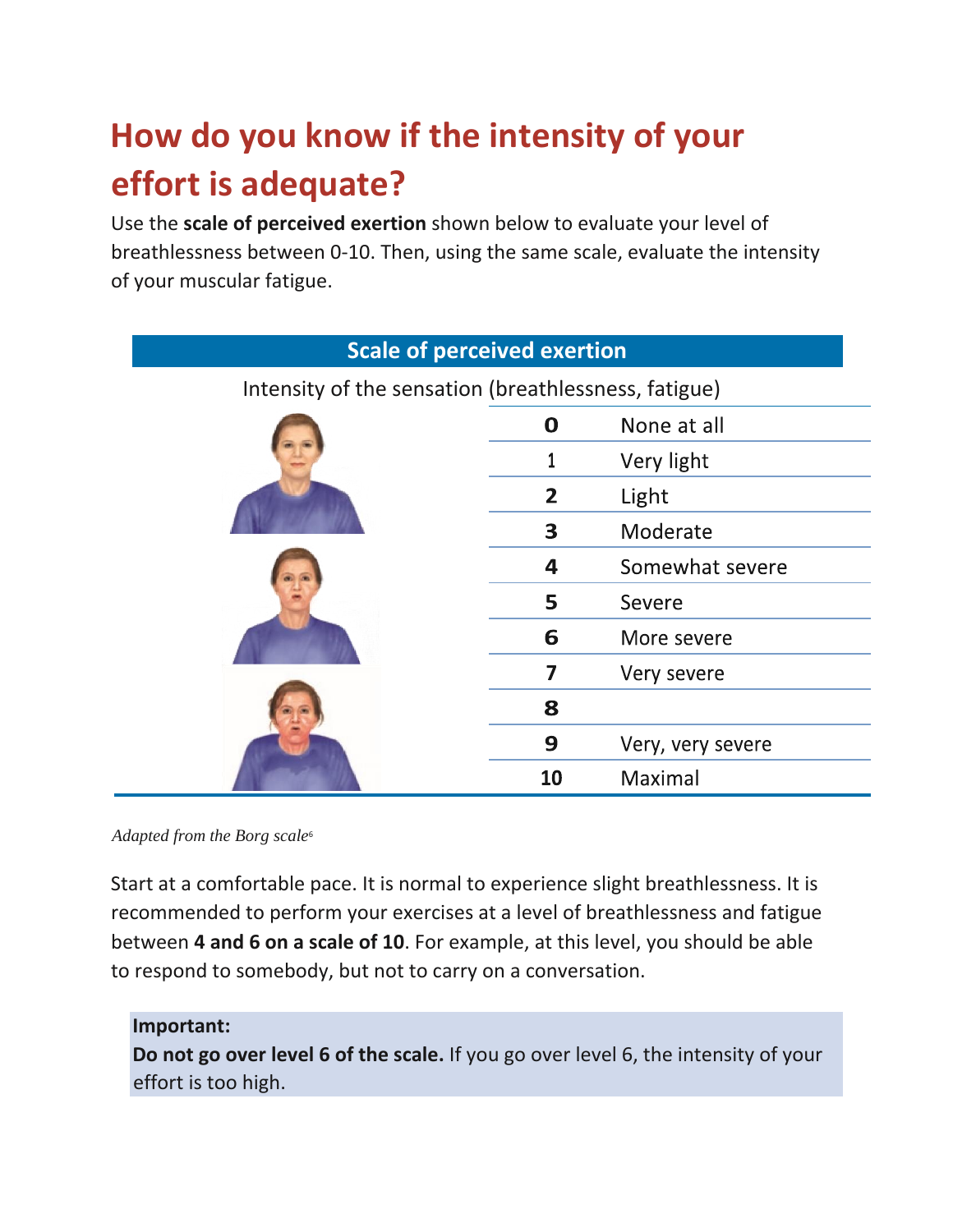# How do you know if the intensity of your effort is adequate?

Use the **scale of perceived exertion** shown below to evaluate your level of breathlessness between 0-10. Then, using the same scale, evaluate the intensity of your muscular fatigue.

**Scale of perceived exertion**

Intensity of the sensation (breathlessness, fatigue)

| | |
|---|---|
| **0** | None at all |
| 1 | Very light |
| **2** | Light |
| **3** | Moderate |
| **4** | Somewhat severe |
| **5** | Severe |
| **6** | More severe |
| **7** | Very severe |
| **8** | |
| **9** | Very, very severe |
| **10** | Maximal |

*Adapted from the Borg scale*[6]

Start at a comfortable pace. It is normal to experience slight breathlessness. It is recommended to perform your exercises at a level of breathlessness and fatigue between **4 and 6 on a scale of 10**. For example, at this level, you should be able to respond to somebody, but not to carry on a conversation.

**Important:**
**Do not go over level 6 of the scale.** If you go over level 6, the intensity of your effort is too high.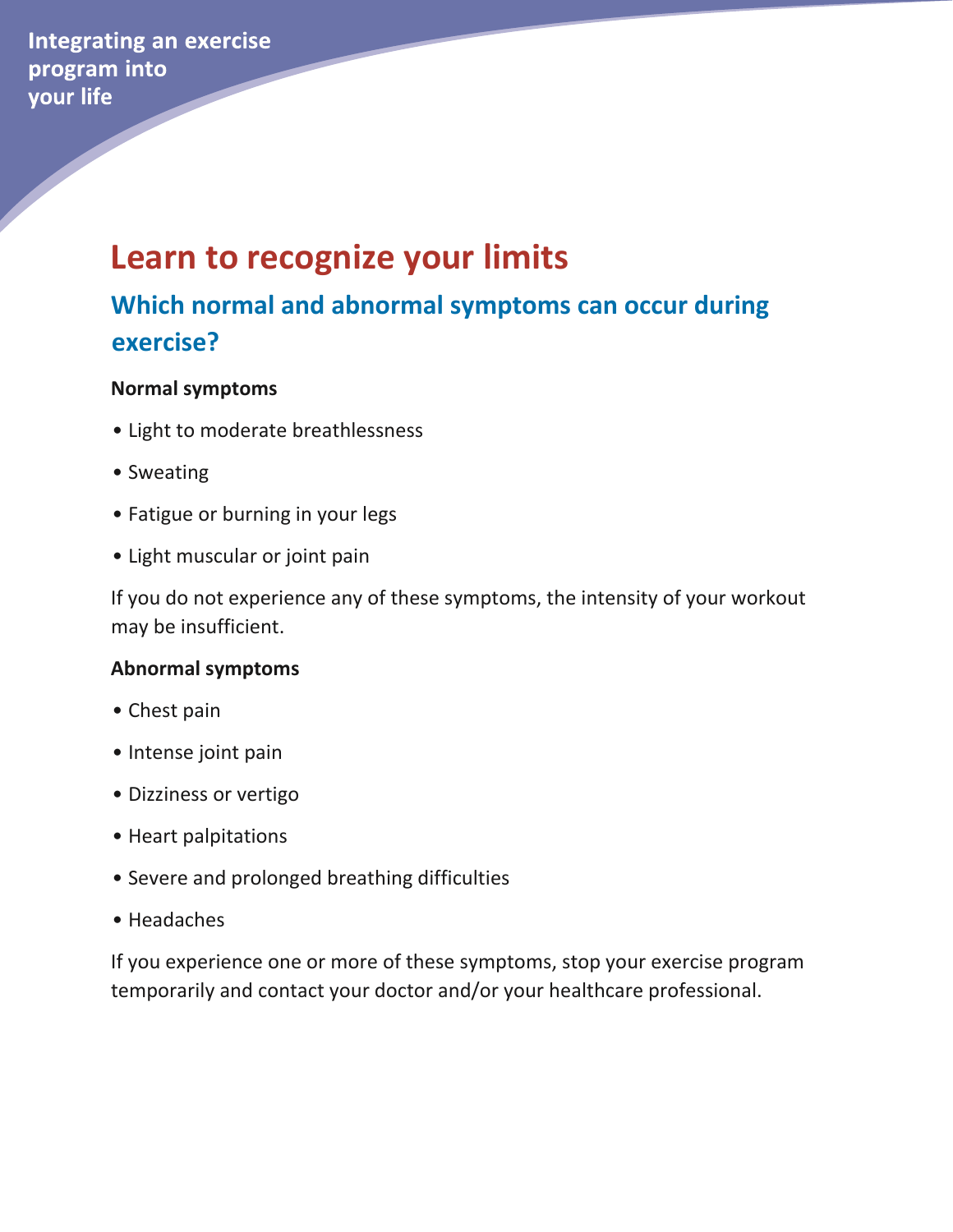# Learn to recognize your limits

## Which normal and abnormal symptoms can occur during exercise?

**Normal symptoms**

- Light to moderate breathlessness
- Sweating
- Fatigue or burning in your legs
- Light muscular or joint pain

If you do not experience any of these symptoms, the intensity of your workout may be insufficient.

**Abnormal symptoms**

- Chest pain
- Intense joint pain
- Dizziness or vertigo
- Heart palpitations
- Severe and prolonged breathing difficulties
- Headaches

If you experience one or more of these symptoms, stop your exercise program temporarily and contact your doctor and/or your healthcare professional.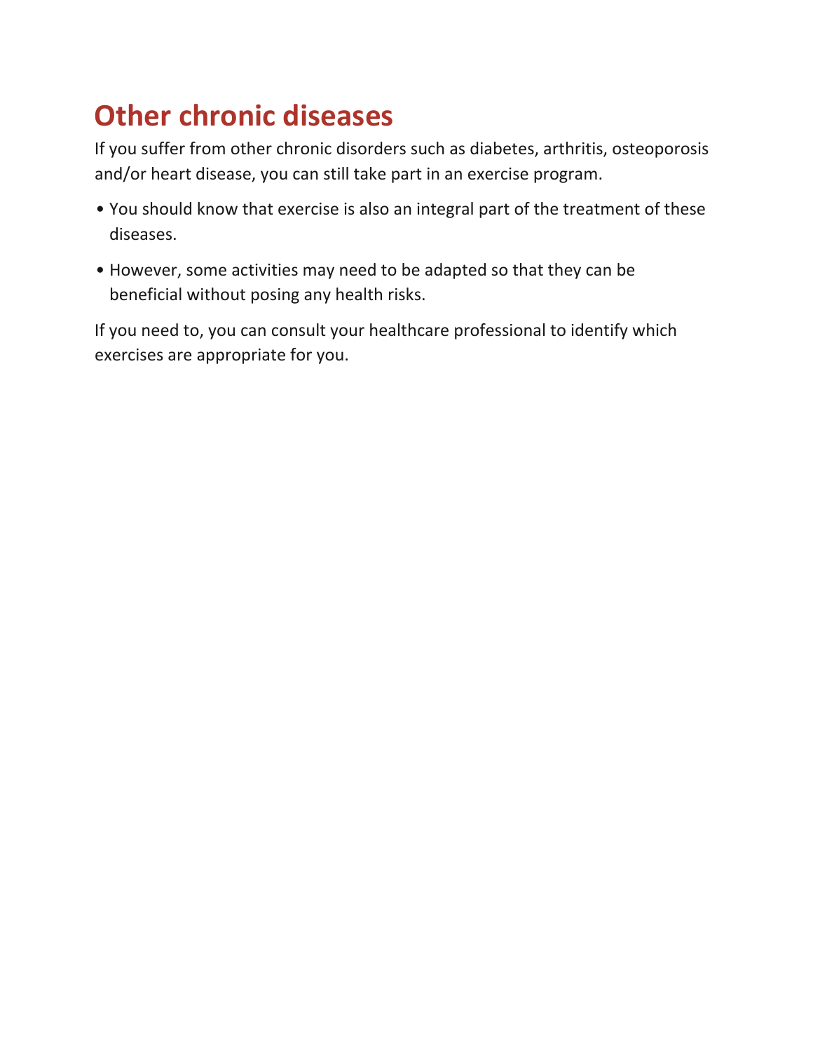## Other chronic diseases

If you suffer from other chronic disorders such as diabetes, arthritis, osteoporosis and/or heart disease, you can still take part in an exercise program.

- You should know that exercise is also an integral part of the treatment of these diseases.
- However, some activities may need to be adapted so that they can be beneficial without posing any health risks.

If you need to, you can consult your healthcare professional to identify which exercises are appropriate for you.